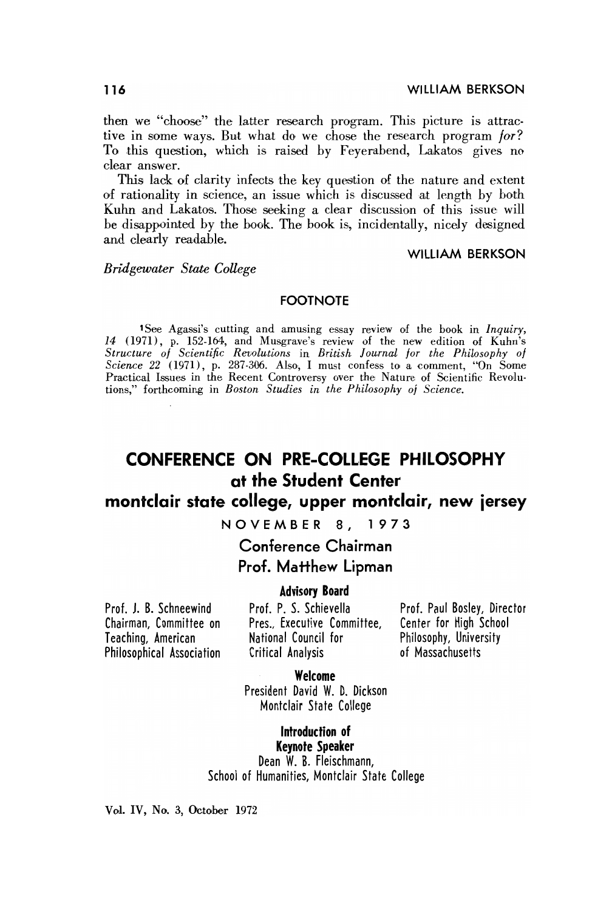then we "choose" the latter research program. This picture is attractive in some ways. But what do we chose the research program *for*? To this question, which is raised by Feyerabend, Lakatos gives no clear answer.

This lack of clarity infects the key question of the nature and extent of rationality in science, an issue which is discussed at length by both Kuhn and Lakatos. Those seeking a clear discussion of this issue will be disappointed by the book. The book is, incidentally, nicely designed and clearly readable.

WILLIAM BERKSON

*Bridgewater State College*

### FOOTNOTE

[1] See Agassi's cutting and amusing essay review of the book in *Inquiry, 14* (1971), p. 152-164, and Musgrave's review of the new edition of Kuhn's *Structure of Scientific Revolutions* in *British Journal for the Philosophy of Science 22* (1971), p. 287-306. Also, I must confess to a comment, "On Some Practical Issues in the Recent Controversy over the Nature of Scientific Revolutions," forthcoming in *Boston Studies in the Philosophy of Science.*

# CONFERENCE ON PRE-COLLEGE PHILOSOPHY
## at the Student Center
## montclair state college, upper montclair, new jersey

NOVEMBER 8, 1973

### Conference Chairman
### Prof. Matthew Lipman

**Advisory Board**

Prof. J. B. Schneewind, Chairman, Committee on Teaching, American Philosophical Association

Prof. P. S. Schievella, Pres., Executive Committee, National Council for Critical Analysis

Prof. Paul Bosley, Director, Center for High School Philosophy, University of Massachusetts

**Welcome**

President David W. D. Dickson
Montclair State College

**Introduction of Keynote Speaker**

Dean W. B. Fleischmann,
School of Humanities, Montclair State College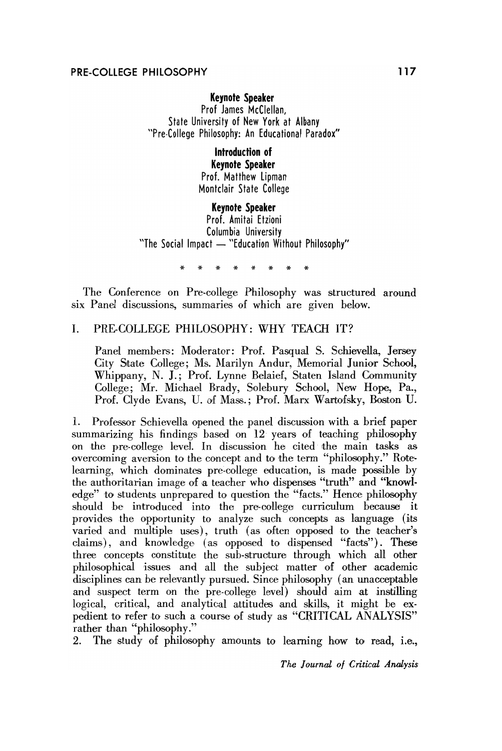**Keynote Speaker**
Prof James McClellan,
State University of New York at Albany
"Pre-College Philosophy: An Educational Paradox"

**Introduction of Keynote Speaker**
Prof. Matthew Lipman
Montclair State College

**Keynote Speaker**
Prof. Amitai Etzioni
Columbia University
"The Social Impact — "Education Without Philosophy"

\* \* \* \* \* \* \* \*

The Conference on Pre-college Philosophy was structured around six Panel discussions, summaries of which are given below.

## I. PRE-COLLEGE PHILOSOPHY: WHY TEACH IT?

Panel members: Moderator: Prof. Pasqual S. Schievella, Jersey City State College; Ms. Marilyn Andur, Memorial Junior School, Whippany, N. J.; Prof. Lynne Belaief, Staten Island Community College; Mr. Michael Brady, Solebury School, New Hope, Pa., Prof. Clyde Evans, U. of Mass.; Prof. Marx Wartofsky, Boston U.

1. Professor Schievella opened the panel discussion with a brief paper summarizing his findings based on 12 years of teaching philosophy on the pre-college level. In discussion he cited the main tasks as overcoming aversion to the concept and to the term "philosophy." Rote-learning, which dominates pre-college education, is made possible by the authoritarian image of a teacher who dispenses "truth" and "knowledge" to students unprepared to question the "facts." Hence philosophy should be introduced into the pre-college curriculum because it provides the opportunity to analyze such concepts as language (its varied and multiple uses), truth (as often opposed to the teacher's claims), and knowledge (as opposed to dispensed "facts"). These three concepts constitute the sub-structure through which all other philosophical issues and all the subject matter of other academic disciplines can be relevantly pursued. Since philosophy (an unacceptable and suspect term on the pre-college level) should aim at instilling logical, critical, and analytical attitudes and skills, it might be expedient to refer to such a course of study as "CRITICAL ANALYSIS" rather than "philosophy."
2. The study of philosophy amounts to learning how to read, i.e.,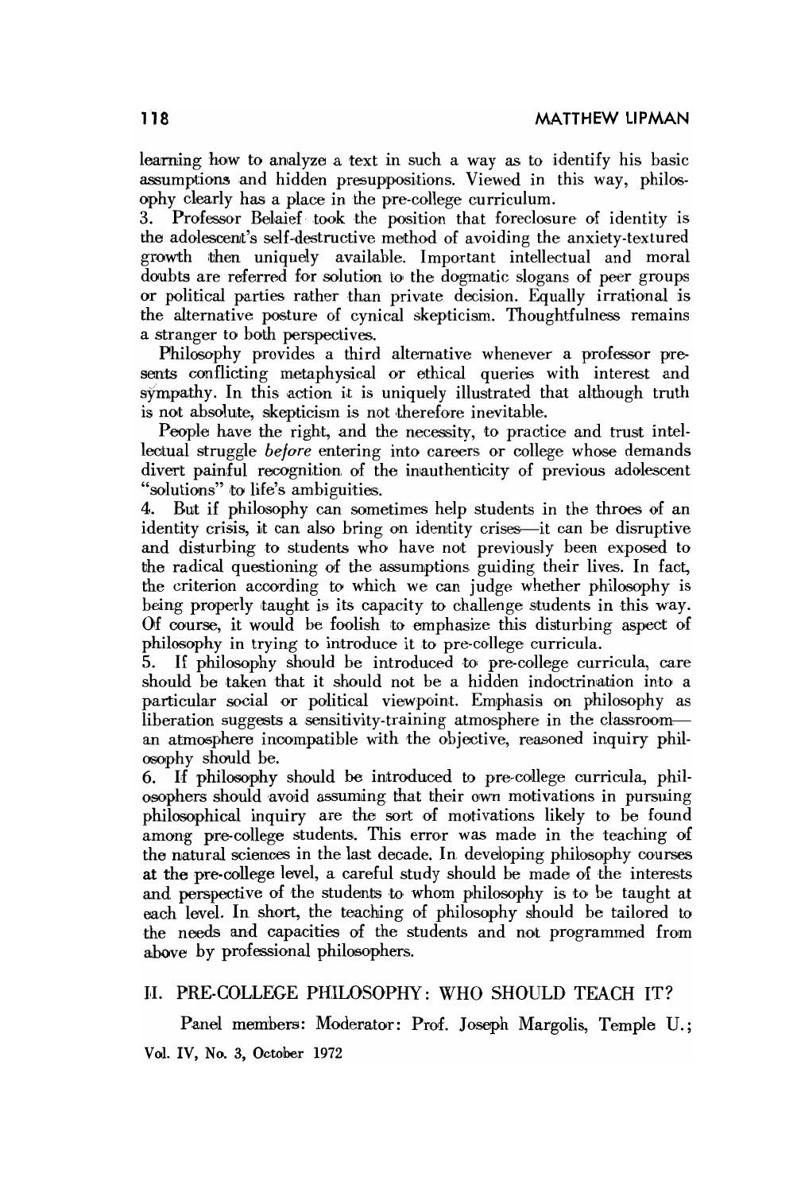learning how to analyze a text in such a way as to identify his basic assumptions and hidden presuppositions. Viewed in this way, philosophy clearly has a place in the pre-college curriculum.

3. Professor Belaief took the position that foreclosure of identity is the adolescent's self-destructive method of avoiding the anxiety-textured growth then uniquely available. Important intellectual and moral doubts are referred for solution to the dogmatic slogans of peer groups or political parties rather than private decision. Equally irrational is the alternative posture of cynical skepticism. Thoughtfulness remains a stranger to both perspectives.

Philosophy provides a third alternative whenever a professor presents conflicting metaphysical or ethical queries with interest and sympathy. In this action it is uniquely illustrated that although truth is not absolute, skepticism is not therefore inevitable.

People have the right, and the necessity, to practice and trust intellectual struggle *before* entering into careers or college whose demands divert painful recognition of the inauthenticity of previous adolescent "solutions" to life's ambiguities.

4. But if philosophy can sometimes help students in the throes of an identity crisis, it can also bring on identity crises—it can be disruptive and disturbing to students who have not previously been exposed to the radical questioning of the assumptions guiding their lives. In fact, the criterion according to which we can judge whether philosophy is being properly taught is its capacity to challenge students in this way. Of course, it would be foolish to emphasize this disturbing aspect of philosophy in trying to introduce it to pre-college curricula.

5. If philosophy should be introduced to pre-college curricula, care should be taken that it should not be a hidden indoctrination into a particular social or political viewpoint. Emphasis on philosophy as liberation suggests a sensitivity-training atmosphere in the classroom—an atmosphere incompatible with the objective, reasoned inquiry philosophy should be.

6. If philosophy should be introduced to pre-college curricula, philosophers should avoid assuming that their own motivations in pursuing philosophical inquiry are the sort of motivations likely to be found among pre-college students. This error was made in the teaching of the natural sciences in the last decade. In developing philosophy courses at the pre-college level, a careful study should be made of the interests and perspective of the students to whom philosophy is to be taught at each level. In short, the teaching of philosophy should be tailored to the needs and capacities of the students and not programmed from above by professional philosophers.

## II. PRE-COLLEGE PHILOSOPHY: WHO SHOULD TEACH IT?

Panel members: Moderator: Prof. Joseph Margolis, Temple U.;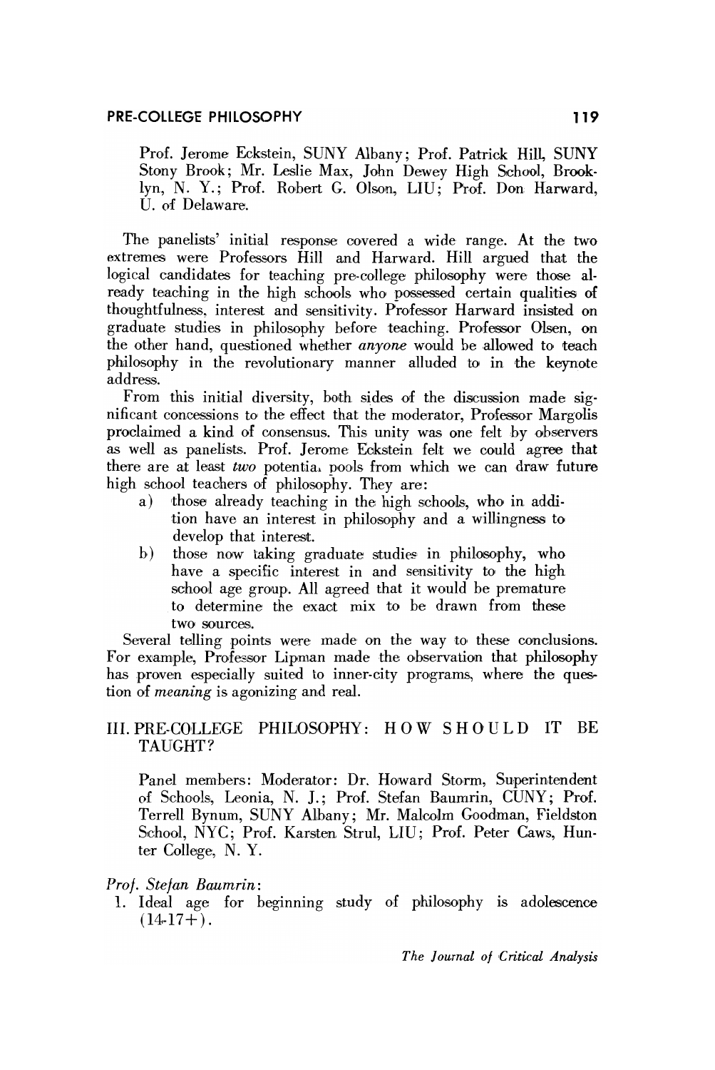Prof. Jerome Eckstein, SUNY Albany; Prof. Patrick Hill, SUNY Stony Brook; Mr. Leslie Max, John Dewey High School, Brooklyn, N. Y.; Prof. Robert G. Olson, LIU; Prof. Don Harward, U. of Delaware.

The panelists' initial response covered a wide range. At the two extremes were Professors Hill and Harward. Hill argued that the logical candidates for teaching pre-college philosophy were those already teaching in the high schools who possessed certain qualities of thoughtfulness, interest and sensitivity. Professor Harward insisted on graduate studies in philosophy before teaching. Professor Olsen, on the other hand, questioned whether *anyone* would be allowed to teach philosophy in the revolutionary manner alluded to in the keynote address.

From this initial diversity, both sides of the discussion made significant concessions to the effect that the moderator, Professor Margolis proclaimed a kind of consensus. This unity was one felt by observers as well as panelists. Prof. Jerome Eckstein felt we could agree that there are at least *two* potentia, pools from which we can draw future high school teachers of philosophy. They are:

a) those already teaching in the high schools, who in addition have an interest in philosophy and a willingness to develop that interest.
b) those now taking graduate studies in philosophy, who have a specific interest in and sensitivity to the high school age group. All agreed that it would be premature to determine the exact mix to be drawn from these two sources.

Several telling points were made on the way to these conclusions. For example, Professor Lipman made the observation that philosophy has proven especially suited to inner-city programs, where the question of *meaning* is agonizing and real.

## III. PRE-COLLEGE PHILOSOPHY: HOW SHOULD IT BE TAUGHT?

Panel members: Moderator: Dr. Howard Storm, Superintendent of Schools, Leonia, N. J.; Prof. Stefan Baumrin, CUNY; Prof. Terrell Bynum, SUNY Albany; Mr. Malcolm Goodman, Fieldston School, NYC; Prof. Karsten Strul, LIU; Prof. Peter Caws, Hunter College, N. Y.

*Prof. Stefan Baumrin*:

1. Ideal age for beginning study of philosophy is adolescence (14-17+).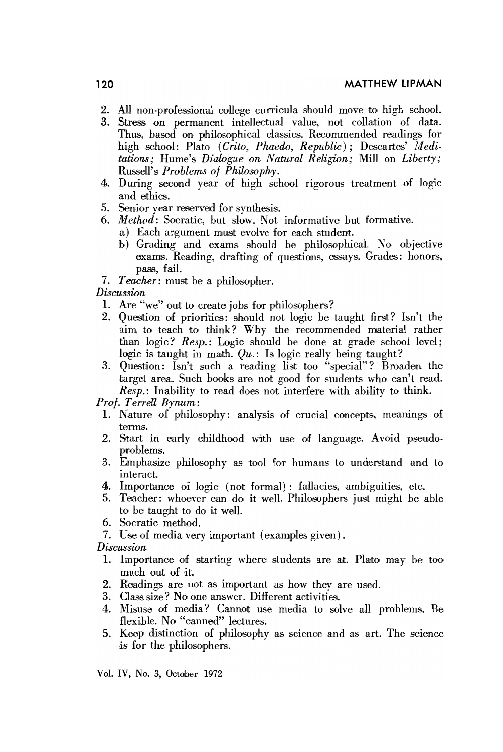2. All non-professional college curricula should move to high school.
3. Stress on permanent intellectual value, not collation of data. Thus, based on philosophical classics. Recommended readings for high school: Plato (*Crito, Phaedo, Republic*); Descartes' *Meditations;* Hume's *Dialogue on Natural Religion;* Mill on *Liberty;* Russell's *Problems of Philosophy.*
4. During second year of high school rigorous treatment of logic and ethics.
5. Senior year reserved for synthesis.
6. *Method*: Socratic, but slow. Not informative but formative.
   a) Each argument must evolve for each student.
   b) Grading and exams should be philosophical. No objective exams. Reading, drafting of questions, essays. Grades: honors, pass, fail.
7. *Teacher*: must be a philosopher.

*Discussion*

1. Are "we" out to create jobs for philosophers?
2. Question of priorities: should not logic be taught first? Isn't the aim to teach to think? Why the recommended material rather than logic? *Resp.*: Logic should be done at grade school level; logic is taught in math. *Qu.*: Is logic really being taught?
3. Question: Isn't such a reading list too "special"? Broaden the target area. Such books are not good for students who can't read. *Resp.*: Inability to read does not interfere with ability to think.

*Prof. Terrell Bynum*:

1. Nature of philosophy: analysis of crucial concepts, meanings of terms.
2. Start in early childhood with use of language. Avoid pseudo-problems.
3. Emphasize philosophy as tool for humans to understand and to interact.
4. Importance of logic (not formal): fallacies, ambiguities, etc.
5. Teacher: whoever can do it well. Philosophers just might be able to be taught to do it well.
6. Socratic method.
7. Use of media very important (examples given).

*Discussion*

1. Importance of starting where students are at. Plato may be too much out of it.
2. Readings are not as important as how they are used.
3. Class size? No one answer. Different activities.
4. Misuse of media? Cannot use media to solve all problems. Be flexible. No "canned" lectures.
5. Keep distinction of philosophy as science and as art. The science is for the philosophers.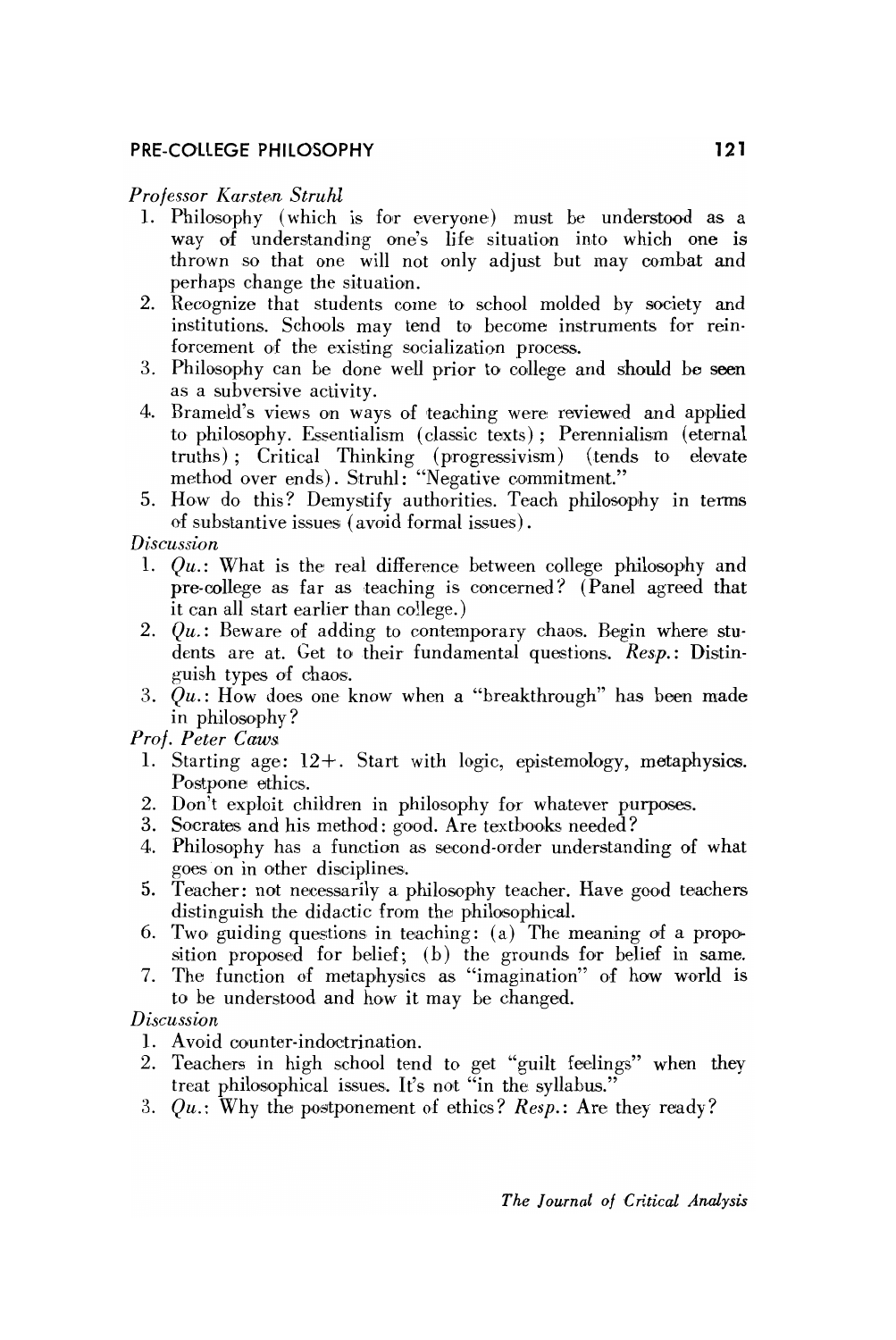*Professor Karsten Struhl*

1. Philosophy (which is for everyone) must be understood as a way of understanding one's life situation into which one is thrown so that one will not only adjust but may combat and perhaps change the situation.
2. Recognize that students come to school molded by society and institutions. Schools may tend to become instruments for reinforcement of the existing socialization process.
3. Philosophy can be done well prior to college and should be seen as a subversive activity.
4. Brameld's views on ways of teaching were reviewed and applied to philosophy. Essentialism (classic texts); Perennialism (eternal truths); Critical Thinking (progressivism) (tends to elevate method over ends). Struhl: "Negative commitment."
5. How do this? Demystify authorities. Teach philosophy in terms of substantive issues (avoid formal issues).

*Discussion*

1. *Qu.*: What is the real difference between college philosophy and pre-college as far as teaching is concerned? (Panel agreed that it can all start earlier than college.)
2. *Qu.*: Beware of adding to contemporary chaos. Begin where students are at. Get to their fundamental questions. *Resp.*: Distinguish types of chaos.
3. *Qu.*: How does one know when a "breakthrough" has been made in philosophy?

*Prof. Peter Caws*

1. Starting age: 12+. Start with logic, epistemology, metaphysics. Postpone ethics.
2. Don't exploit children in philosophy for whatever purposes.
3. Socrates and his method: good. Are textbooks needed?
4. Philosophy has a function as second-order understanding of what goes on in other disciplines.
5. Teacher: not necessarily a philosophy teacher. Have good teachers distinguish the didactic from the philosophical.
6. Two guiding questions in teaching: (a) The meaning of a proposition proposed for belief; (b) the grounds for belief in same.
7. The function of metaphysics as "imagination" of how world is to be understood and how it may be changed.

*Discussion*

1. Avoid counter-indoctrination.
2. Teachers in high school tend to get "guilt feelings" when they treat philosophical issues. It's not "in the syllabus."
3. *Qu.*: Why the postponement of ethics? *Resp.*: Are they ready?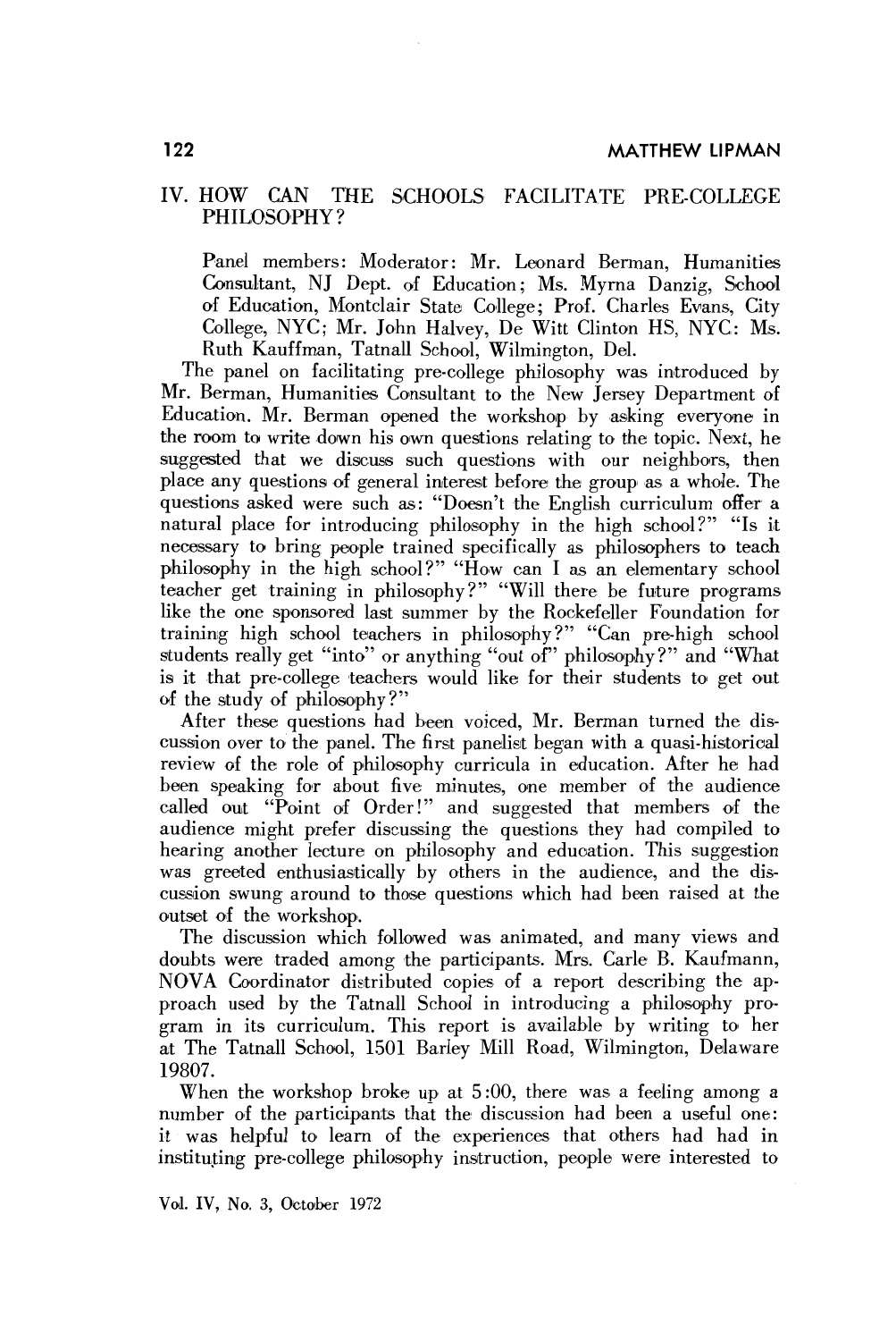## IV. HOW CAN THE SCHOOLS FACILITATE PRE-COLLEGE PHILOSOPHY?

Panel members: Moderator: Mr. Leonard Berman, Humanities Consultant, NJ Dept. of Education; Ms. Myrna Danzig, School of Education, Montclair State College; Prof. Charles Evans, City College, NYC; Mr. John Halvey, De Witt Clinton HS, NYC: Ms. Ruth Kauffman, Tatnall School, Wilmington, Del.

The panel on facilitating pre-college philosophy was introduced by Mr. Berman, Humanities Consultant to the New Jersey Department of Education. Mr. Berman opened the workshop by asking everyone in the room to write down his own questions relating to the topic. Next, he suggested that we discuss such questions with our neighbors, then place any questions of general interest before the group as a whole. The questions asked were such as: "Doesn't the English curriculum offer a natural place for introducing philosophy in the high school?" "Is it necessary to bring people trained specifically as philosophers to teach philosophy in the high school?" "How can I as an elementary school teacher get training in philosophy?" "Will there be future programs like the one sponsored last summer by the Rockefeller Foundation for training high school teachers in philosophy?" "Can pre-high school students really get "into" or anything "out of" philosophy?" and "What is it that pre-college teachers would like for their students to get out of the study of philosophy?"

After these questions had been voiced, Mr. Berman turned the discussion over to the panel. The first panelist began with a quasi-historical review of the role of philosophy curricula in education. After he had been speaking for about five minutes, one member of the audience called out "Point of Order!" and suggested that members of the audience might prefer discussing the questions they had compiled to hearing another lecture on philosophy and education. This suggestion was greeted enthusiastically by others in the audience, and the discussion swung around to those questions which had been raised at the outset of the workshop.

The discussion which followed was animated, and many views and doubts were traded among the participants. Mrs. Carle B. Kaufmann, NOVA Coordinator distributed copies of a report describing the approach used by the Tatnall School in introducing a philosophy program in its curriculum. This report is available by writing to her at The Tatnall School, 1501 Barley Mill Road, Wilmington, Delaware 19807.

When the workshop broke up at 5:00, there was a feeling among a number of the participants that the discussion had been a useful one: it was helpful to learn of the experiences that others had had in instituting pre-college philosophy instruction, people were interested to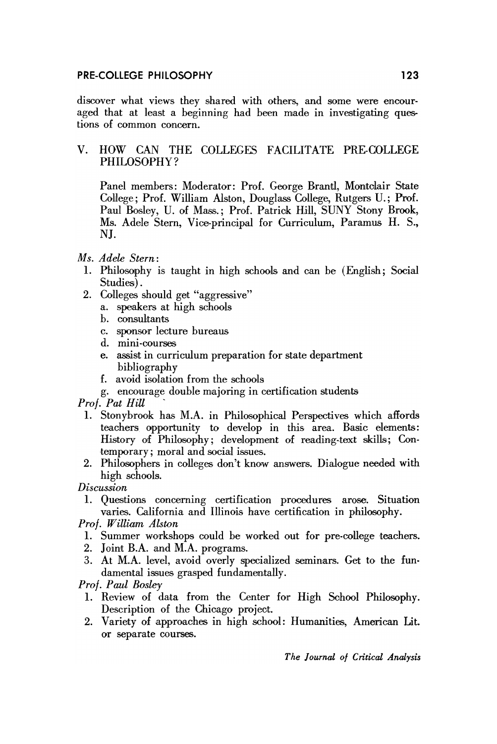discover what views they shared with others, and some were encouraged that at least a beginning had been made in investigating questions of common concern.

## V. HOW CAN THE COLLEGES FACILITATE PRE-COLLEGE PHILOSOPHY?

Panel members: Moderator: Prof. George Brantl, Montclair State College; Prof. William Alston, Douglass College, Rutgers U.; Prof. Paul Bosley, U. of Mass.; Prof. Patrick Hill, SUNY Stony Brook, Ms. Adele Stern, Vice-principal for Curriculum, Paramus H. S., NJ.

*Ms. Adele Stern*:

1. Philosophy is taught in high schools and can be (English; Social Studies).
2. Colleges should get "aggressive"
   - a. speakers at high schools
   - b. consultants
   - c. sponsor lecture bureaus
   - d. mini-courses
   - e. assist in curriculum preparation for state department bibliography
   - f. avoid isolation from the schools
   - g. encourage double majoring in certification students

*Prof. Pat Hill*

1. Stonybrook has M.A. in Philosophical Perspectives which affords teachers opportunity to develop in this area. Basic elements: History of Philosophy; development of reading-text skills; Contemporary; moral and social issues.
2. Philosophers in colleges don't know answers. Dialogue needed with high schools.

*Discussion*

1. Questions concerning certification procedures arose. Situation varies. California and Illinois have certification in philosophy.

*Prof. William Alston*

1. Summer workshops could be worked out for pre-college teachers.
2. Joint B.A. and M.A. programs.
3. At M.A. level, avoid overly specialized seminars. Get to the fundamental issues grasped fundamentally.

*Prof. Paul Bosley*

1. Review of data from the Center for High School Philosophy. Description of the Chicago project.
2. Variety of approaches in high school: Humanities, American Lit. or separate courses.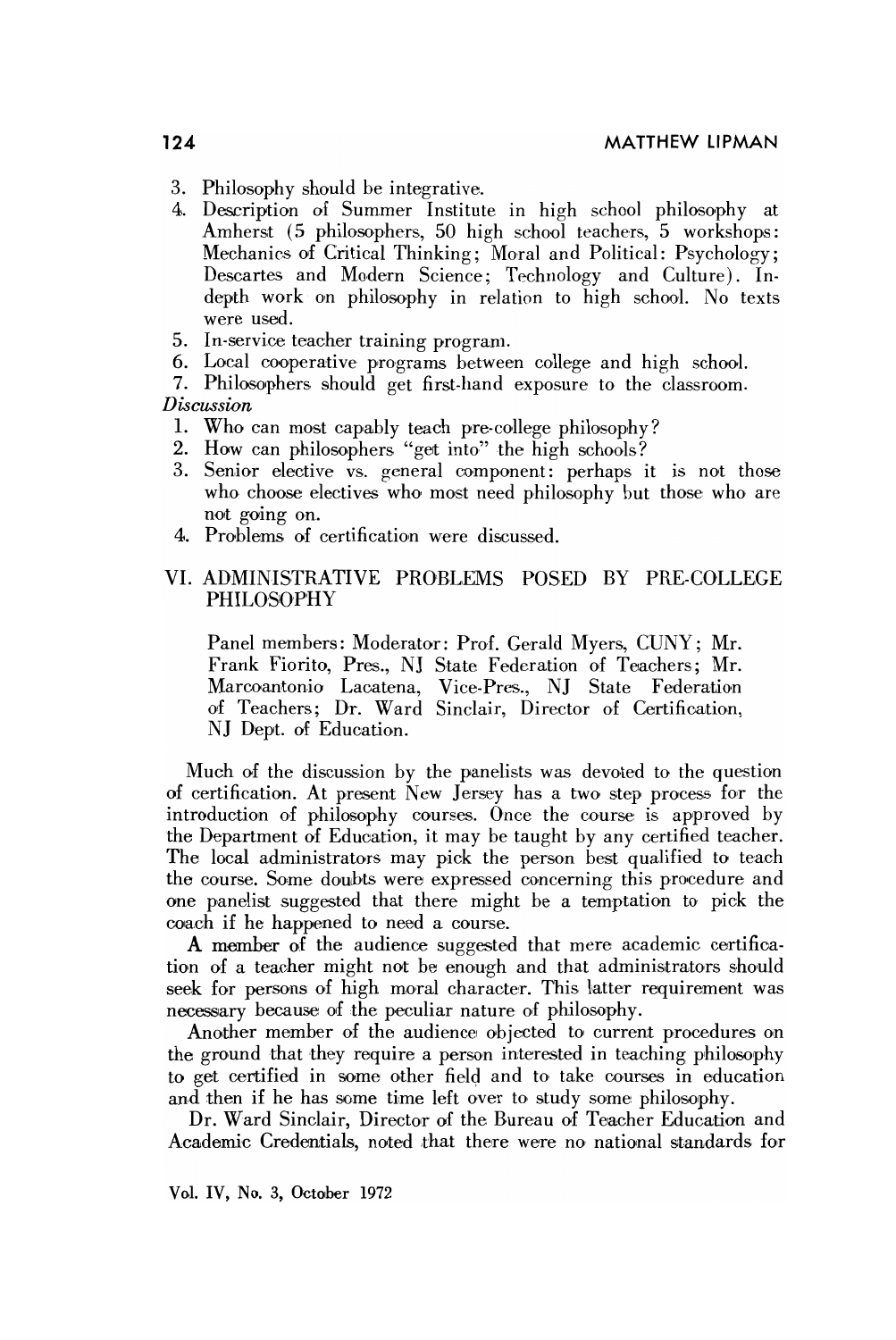3. Philosophy should be integrative.
4. Description of Summer Institute in high school philosophy at Amherst (5 philosophers, 50 high school teachers, 5 workshops: Mechanics of Critical Thinking; Moral and Political: Psychology; Descartes and Modern Science; Technology and Culture). In-depth work on philosophy in relation to high school. No texts were used.
5. In-service teacher training program.
6. Local cooperative programs between college and high school.
7. Philosophers should get first-hand exposure to the classroom.

*Discussion*

1. Who can most capably teach pre-college philosophy?
2. How can philosophers "get into" the high schools?
3. Senior elective vs. general component: perhaps it is not those who choose electives who most need philosophy but those who are not going on.
4. Problems of certification were discussed.

## VI. ADMINISTRATIVE PROBLEMS POSED BY PRE-COLLEGE PHILOSOPHY

Panel members: Moderator: Prof. Gerald Myers, CUNY; Mr. Frank Fiorito, Pres., NJ State Federation of Teachers; Mr. Marcoantonio Lacatena, Vice-Pres., NJ State Federation of Teachers; Dr. Ward Sinclair, Director of Certification, NJ Dept. of Education.

Much of the discussion by the panelists was devoted to the question of certification. At present New Jersey has a two step process for the introduction of philosophy courses. Once the course is approved by the Department of Education, it may be taught by any certified teacher. The local administrators may pick the person best qualified to teach the course. Some doubts were expressed concerning this procedure and one panelist suggested that there might be a temptation to pick the coach if he happened to need a course.

A member of the audience suggested that mere academic certification of a teacher might not be enough and that administrators should seek for persons of high moral character. This latter requirement was necessary because of the peculiar nature of philosophy.

Another member of the audience objected to current procedures on the ground that they require a person interested in teaching philosophy to get certified in some other field and to take courses in education and then if he has some time left over to study some philosophy.

Dr. Ward Sinclair, Director of the Bureau of Teacher Education and Academic Credentials, noted that there were no national standards for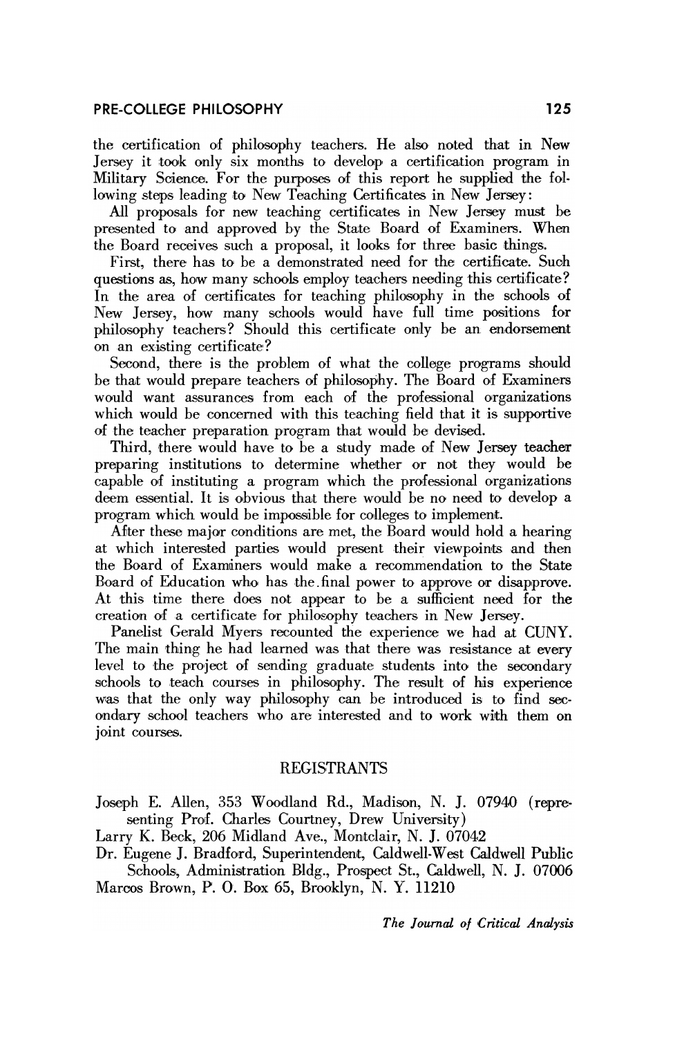the certification of philosophy teachers. He also noted that in New Jersey it took only six months to develop a certification program in Military Science. For the purposes of this report he supplied the following steps leading to New Teaching Certificates in New Jersey:

All proposals for new teaching certificates in New Jersey must be presented to and approved by the State Board of Examiners. When the Board receives such a proposal, it looks for three basic things.

First, there has to be a demonstrated need for the certificate. Such questions as, how many schools employ teachers needing this certificate? In the area of certificates for teaching philosophy in the schools of New Jersey, how many schools would have full time positions for philosophy teachers? Should this certificate only be an endorsement on an existing certificate?

Second, there is the problem of what the college programs should be that would prepare teachers of philosophy. The Board of Examiners would want assurances from each of the professional organizations which would be concerned with this teaching field that it is supportive of the teacher preparation program that would be devised.

Third, there would have to be a study made of New Jersey teacher preparing institutions to determine whether or not they would be capable of instituting a program which the professional organizations deem essential. It is obvious that there would be no need to develop a program which would be impossible for colleges to implement.

After these major conditions are met, the Board would hold a hearing at which interested parties would present their viewpoints and then the Board of Examiners would make a recommendation to the State Board of Education who has the final power to approve or disapprove. At this time there does not appear to be a sufficient need for the creation of a certificate for philosophy teachers in New Jersey.

Panelist Gerald Myers recounted the experience we had at CUNY. The main thing he had learned was that there was resistance at every level to the project of sending graduate students into the secondary schools to teach courses in philosophy. The result of his experience was that the only way philosophy can be introduced is to find secondary school teachers who are interested and to work with them on joint courses.

## REGISTRANTS

Joseph E. Allen, 353 Woodland Rd., Madison, N. J. 07940 (representing Prof. Charles Courtney, Drew University)

Larry K. Beck, 206 Midland Ave., Montclair, N. J. 07042

Dr. Eugene J. Bradford, Superintendent, Caldwell-West Caldwell Public Schools, Administration Bldg., Prospect St., Caldwell, N. J. 07006

Marcos Brown, P. O. Box 65, Brooklyn, N. Y. 11210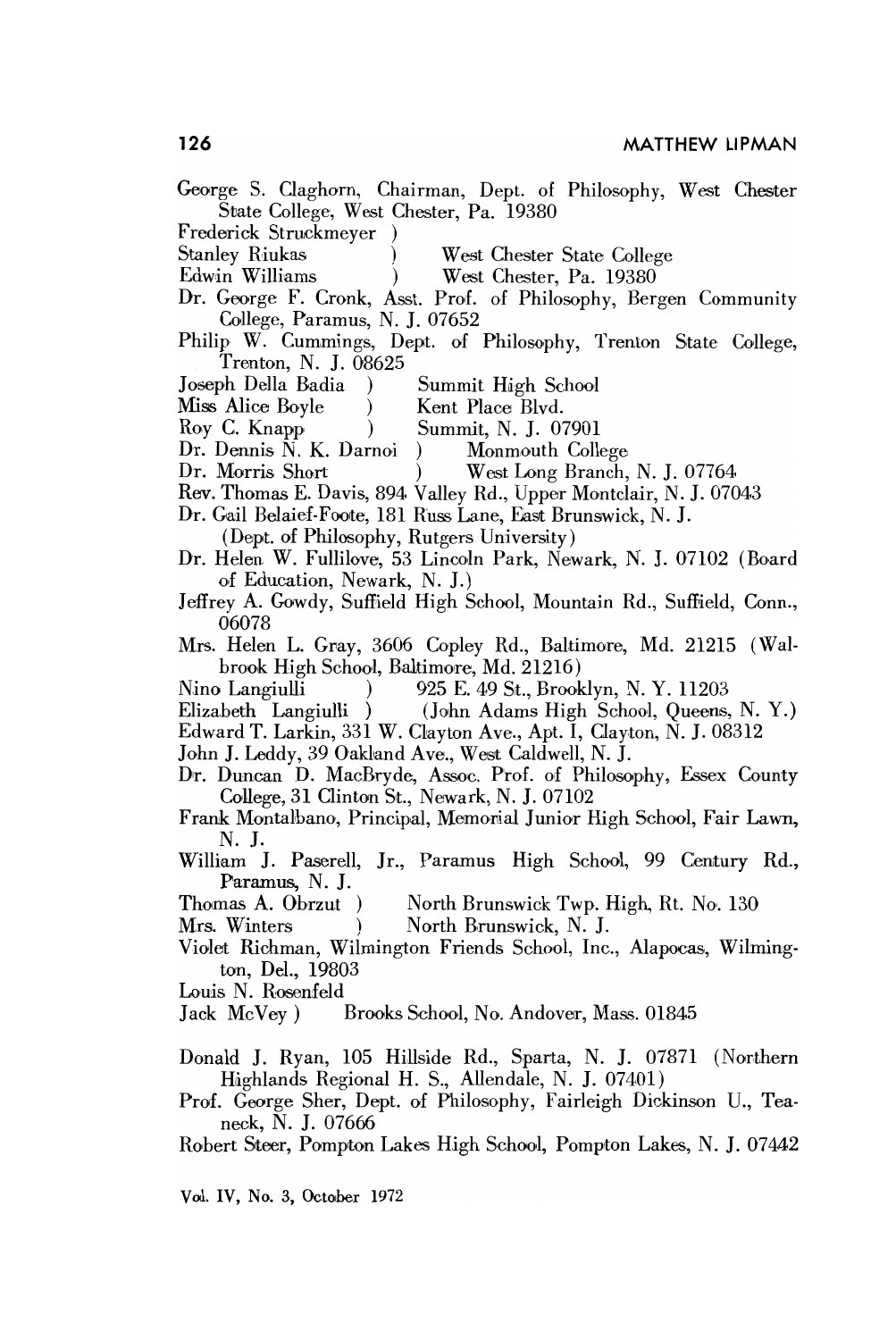George S. Claghorn, Chairman, Dept. of Philosophy, West Chester State College, West Chester, Pa. 19380

Frederick Struckmeyer )
Stanley Riukas ) West Chester State College
Edwin Williams ) West Chester, Pa. 19380

Dr. George F. Cronk, Asst. Prof. of Philosophy, Bergen Community College, Paramus, N. J. 07652

Philip W. Cummings, Dept. of Philosophy, Trenton State College, Trenton, N. J. 08625

Joseph Della Badia ) Summit High School
Miss Alice Boyle ) Kent Place Blvd.
Roy C. Knapp ) Summit, N. J. 07901

Dr. Dennis N. K. Darnoi ) Monmouth College
Dr. Morris Short ) West Long Branch, N. J. 07764

Rev. Thomas E. Davis, 894 Valley Rd., Upper Montclair, N. J. 07043

Dr. Gail Belaief-Foote, 181 Russ Lane, East Brunswick, N. J. (Dept. of Philosophy, Rutgers University)

Dr. Helen W. Fullilove, 53 Lincoln Park, Newark, N. J. 07102 (Board of Education, Newark, N. J.)

Jeffrey A. Gowdy, Suffield High School, Mountain Rd., Suffield, Conn., 06078

Mrs. Helen L. Gray, 3606 Copley Rd., Baltimore, Md. 21215 (Walbrook High School, Baltimore, Md. 21216)

Nino Langiulli ) 925 E. 49 St., Brooklyn, N. Y. 11203
Elizabeth Langiulli ) (John Adams High School, Queens, N. Y.)

Edward T. Larkin, 331 W. Clayton Ave., Apt. I, Clayton, N. J. 08312

John J. Leddy, 39 Oakland Ave., West Caldwell, N. J.

Dr. Duncan D. MacBryde, Assoc. Prof. of Philosophy, Essex County College, 31 Clinton St., Newark, N. J. 07102

Frank Montalbano, Principal, Memorial Junior High School, Fair Lawn, N. J.

William J. Paserell, Jr., Paramus High School, 99 Century Rd., Paramus, N. J.

Thomas A. Obrzut ) North Brunswick Twp. High, Rt. No. 130
Mrs. Winters ) North Brunswick, N. J.

Violet Richman, Wilmington Friends School, Inc., Alapocas, Wilmington, Del., 19803

Louis N. Rosenfeld
Jack McVey ) Brooks School, No. Andover, Mass. 01845

Donald J. Ryan, 105 Hillside Rd., Sparta, N. J. 07871 (Northern Highlands Regional H. S., Allendale, N. J. 07401)

Prof. George Sher, Dept. of Philosophy, Fairleigh Dickinson U., Teaneck, N. J. 07666

Robert Steer, Pompton Lakes High School, Pompton Lakes, N. J. 07442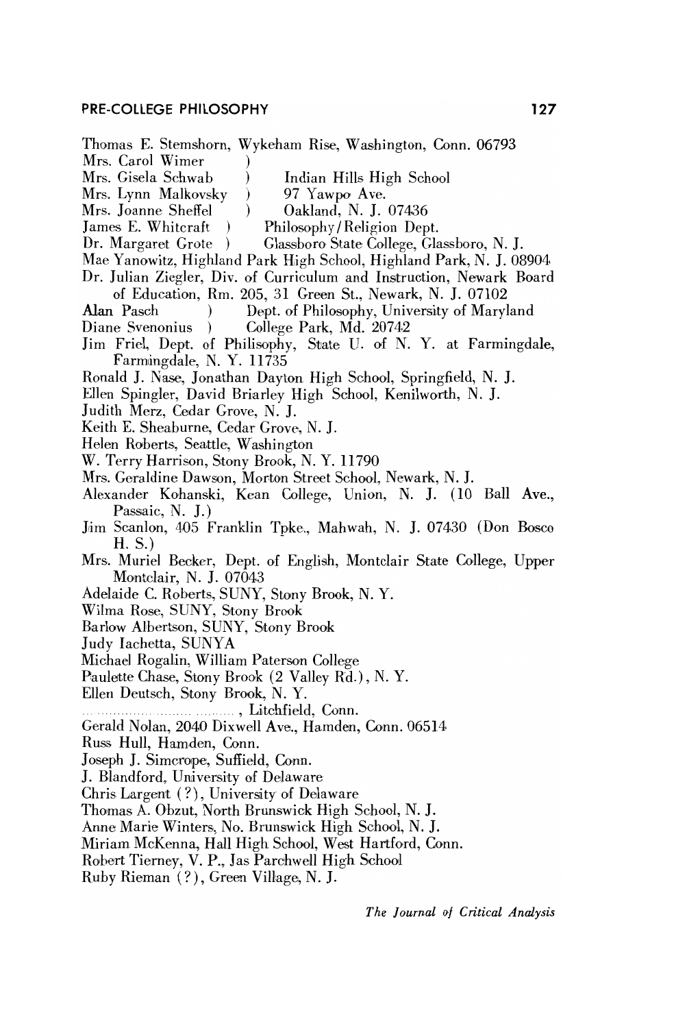Thomas E. Stemshorn, Wykeham Rise, Washington, Conn. 06793

Mrs. Carol Wimer )
Mrs. Gisela Schwab ) Indian Hills High School
Mrs. Lynn Malkovsky ) 97 Yawpo Ave.
Mrs. Joanne Sheffel ) Oakland, N. J. 07436

James E. Whitcraft ) Philosophy/Religion Dept.
Dr. Margaret Grote ) Glassboro State College, Glassboro, N. J.

Mae Yanowitz, Highland Park High School, Highland Park, N. J. 08904

Dr. Julian Ziegler, Div. of Curriculum and Instruction, Newark Board of Education, Rm. 205, 31 Green St., Newark, N. J. 07102

Alan Pasch ) Dept. of Philosophy, University of Maryland
Diane Svenonius ) College Park, Md. 20742

Jim Friel, Dept. of Philisophy, State U. of N. Y. at Farmingdale, Farmingdale, N. Y. 11735

Ronald J. Nase, Jonathan Dayton High School, Springfield, N. J.

Ellen Spingler, David Briarley High School, Kenilworth, N. J.

Judith Merz, Cedar Grove, N. J.

Keith E. Sheaburne, Cedar Grove, N. J.

Helen Roberts, Seattle, Washington

W. Terry Harrison, Stony Brook, N. Y. 11790

Mrs. Geraldine Dawson, Morton Street School, Newark, N. J.

Alexander Kohanski, Kean College, Union, N. J. (10 Ball Ave., Passaic, N. J.)

Jim Scanlon, 405 Franklin Tpke., Mahwah, N. J. 07430 (Don Bosco H. S.)

Mrs. Muriel Becker, Dept. of English, Montclair State College, Upper Montclair, N. J. 07043

Adelaide C. Roberts, SUNY, Stony Brook, N. Y.

Wilma Rose, SUNY, Stony Brook

Barlow Albertson, SUNY, Stony Brook

Judy Iachetta, SUNYA

Michael Rogalin, William Paterson College

Paulette Chase, Stony Brook (2 Valley Rd.), N. Y.

Ellen Deutsch, Stony Brook, N. Y.

.............................., Litchfield, Conn.

Gerald Nolan, 2040 Dixwell Ave., Hamden, Conn. 06514

Russ Hull, Hamden, Conn.

Joseph J. Simcrope, Suffield, Conn.

J. Blandford, University of Delaware

Chris Largent (?), University of Delaware

Thomas A. Obzut, North Brunswick High School, N. J.

Anne Marie Winters, No. Brunswick High School, N. J.

Miriam McKenna, Hall High School, West Hartford, Conn.

Robert Tierney, V. P., Jas Parchwell High School

Ruby Rieman (?), Green Village, N. J.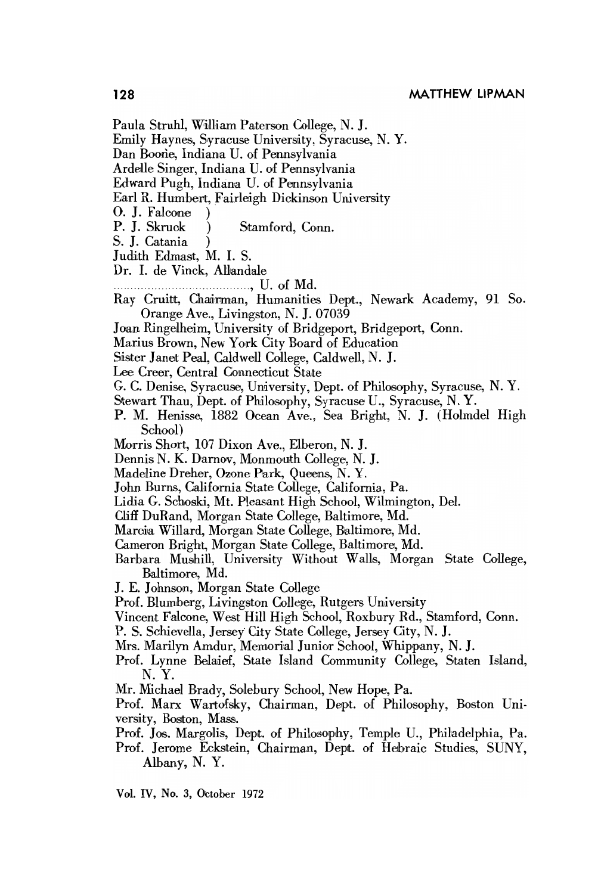Paula Struhl, William Paterson College, N. J.
Emily Haynes, Syracuse University, Syracuse, N. Y.
Dan Boone, Indiana U. of Pennsylvania
Ardelle Singer, Indiana U. of Pennsylvania
Edward Pugh, Indiana U. of Pennsylvania
Earl R. Humbert, Fairleigh Dickinson University
O. J. Falcone )
P. J. Skruck ) Stamford, Conn.
S. J. Catania )
Judith Edmast, M. I. S.
Dr. I. de Vinck, Allandale
........................................, U. of Md.
Ray Cruitt, Chairman, Humanities Dept., Newark Academy, 91 So. Orange Ave., Livingston, N. J. 07039
Joan Ringelheim, University of Bridgeport, Bridgeport, Conn.
Marius Brown, New York City Board of Education
Sister Janet Peal, Caldwell College, Caldwell, N. J.
Lee Creer, Central Connecticut State
G. C. Denise, Syracuse, University, Dept. of Philosophy, Syracuse, N. Y.
Stewart Thau, Dept. of Philosophy, Syracuse U., Syracuse, N. Y.
P. M. Henisse, 1882 Ocean Ave., Sea Bright, N. J. (Holmdel High School)
Morris Short, 107 Dixon Ave., Elberon, N. J.
Dennis N. K. Darnov, Monmouth College, N. J.
Madeline Dreher, Ozone Park, Queens, N. Y.
John Burns, California State College, California, Pa.
Lidia G. Schoski, Mt. Pleasant High School, Wilmington, Del.
Cliff DuRand, Morgan State College, Baltimore, Md.
Marcia Willard, Morgan State College, Baltimore, Md.
Cameron Bright, Morgan State College, Baltimore, Md.
Barbara Mushill, University Without Walls, Morgan State College, Baltimore, Md.
J. E. Johnson, Morgan State College
Prof. Blumberg, Livingston College, Rutgers University
Vincent Falcone, West Hill High School, Roxbury Rd., Stamford, Conn.
P. S. Schievella, Jersey City State College, Jersey City, N. J.
Mrs. Marilyn Amdur, Memorial Junior School, Whippany, N. J.
Prof. Lynne Belaief, State Island Community College, Staten Island, N. Y.
Mr. Michael Brady, Solebury School, New Hope, Pa.
Prof. Marx Wartofsky, Chairman, Dept. of Philosophy, Boston University, Boston, Mass.
Prof. Jos. Margolis, Dept. of Philosophy, Temple U., Philadelphia, Pa.
Prof. Jerome Eckstein, Chairman, Dept. of Hebraic Studies, SUNY, Albany, N. Y.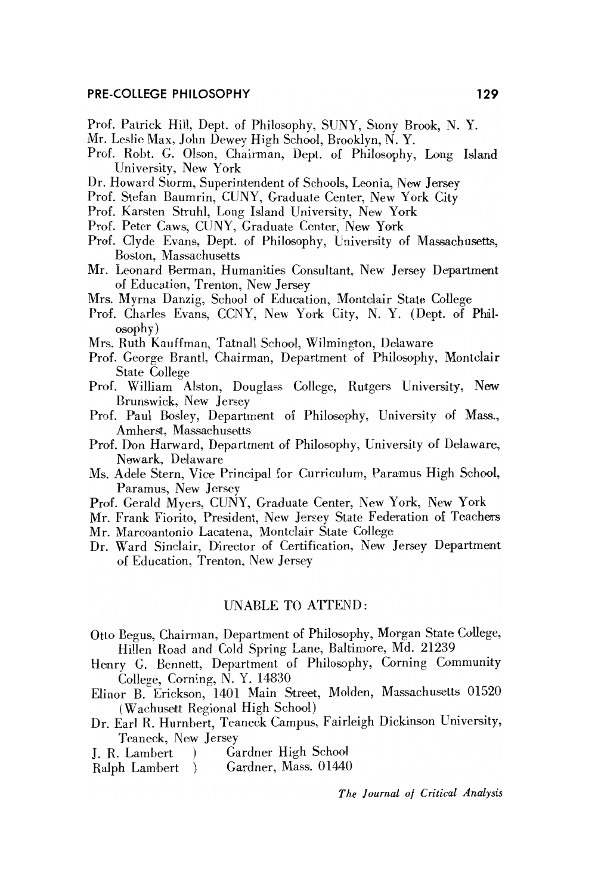Prof. Patrick Hill, Dept. of Philosophy, SUNY, Stony Brook, N. Y.

Mr. Leslie Max, John Dewey High School, Brooklyn, N. Y.

Prof. Robt. G. Olson, Chairman, Dept. of Philosophy, Long Island University, New York

Dr. Howard Storm, Superintendent of Schools, Leonia, New Jersey

Prof. Stefan Baumrin, CUNY, Graduate Center, New York City

Prof. Karsten Struhl, Long Island University, New York

Prof. Peter Caws, CUNY, Graduate Center, New York

Prof. Clyde Evans, Dept. of Philosophy, University of Massachusetts, Boston, Massachusetts

Mr. Leonard Berman, Humanities Consultant, New Jersey Department of Education, Trenton, New Jersey

Mrs. Myrna Danzig, School of Education, Montclair State College

Prof. Charles Evans, CCNY, New York City, N. Y. (Dept. of Philosophy)

Mrs. Ruth Kauffman, Tatnall School, Wilmington, Delaware

Prof. George Brantl, Chairman, Department of Philosophy, Montclair State College

Prof. William Alston, Douglass College, Rutgers University, New Brunswick, New Jersey

Prof. Paul Bosley, Department of Philosophy, University of Mass., Amherst, Massachusetts

Prof. Don Harward, Department of Philosophy, University of Delaware, Newark, Delaware

Ms. Adele Stern, Vice Principal for Curriculum, Paramus High School, Paramus, New Jersey

Prof. Gerald Myers, CUNY, Graduate Center, New York, New York

Mr. Frank Fiorito, President, New Jersey State Federation of Teachers

Mr. Marcoantonio Lacatena, Montclair State College

Dr. Ward Sinclair, Director of Certification, New Jersey Department of Education, Trenton, New Jersey

## UNABLE TO ATTEND:

Otto Begus, Chairman, Department of Philosophy, Morgan State College, Hillen Road and Cold Spring Lane, Baltimore, Md. 21239

Henry G. Bennett, Department of Philosophy, Corning Community College, Corning, N. Y. 14830

Elinor B. Erickson, 1401 Main Street, Molden, Massachusetts 01520 (Wachusett Regional High School)

Dr. Earl R. Hurnbert, Teaneck Campus, Fairleigh Dickinson University, Teaneck, New Jersey

J. R. Lambert )  Gardner High School
Ralph Lambert )  Gardner, Mass. 01440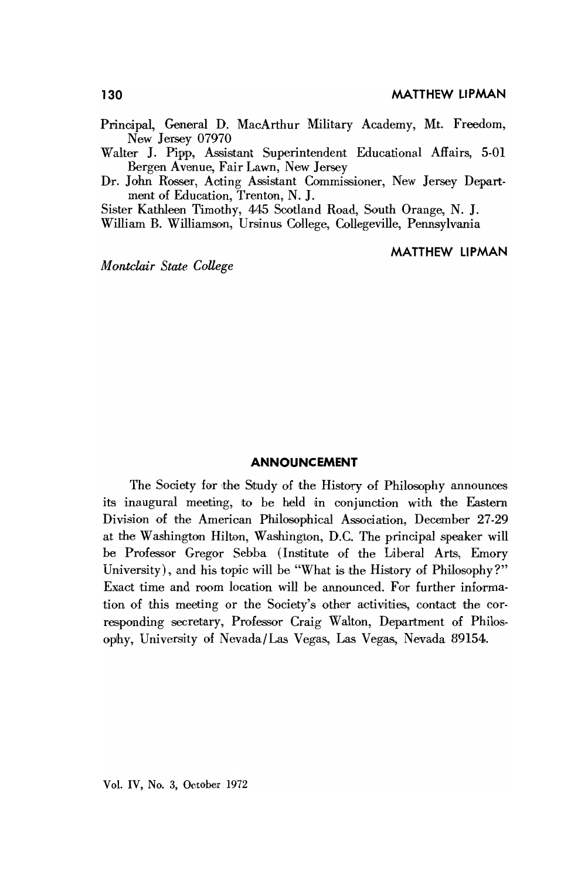Principal, General D. MacArthur Military Academy, Mt. Freedom, New Jersey 07970

Walter J. Pipp, Assistant Superintendent Educational Affairs, 5-01 Bergen Avenue, Fair Lawn, New Jersey

Dr. John Rosser, Acting Assistant Commissioner, New Jersey Department of Education, Trenton, N. J.

Sister Kathleen Timothy, 445 Scotland Road, South Orange, N. J.

William B. Williamson, Ursinus College, Collegeville, Pennsylvania

MATTHEW LIPMAN

*Montclair State College*

## ANNOUNCEMENT

The Society for the Study of the History of Philosophy announces its inaugural meeting, to be held in conjunction with the Eastern Division of the American Philosophical Association, December 27-29 at the Washington Hilton, Washington, D.C. The principal speaker will be Professor Gregor Sebba (Institute of the Liberal Arts, Emory University), and his topic will be "What is the History of Philosophy?" Exact time and room location will be announced. For further information of this meeting or the Society's other activities, contact the corresponding secretary, Professor Craig Walton, Department of Philosophy, University of Nevada/Las Vegas, Las Vegas, Nevada 89154.